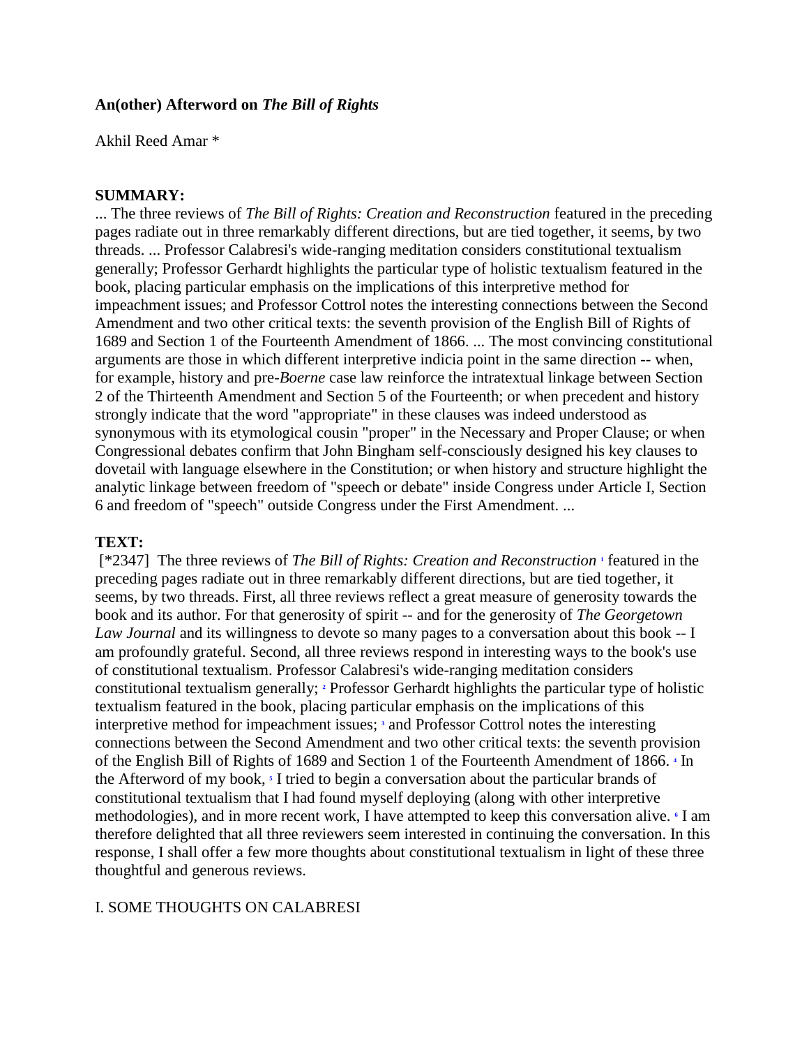**An(other) Afterword on *The Bill of Rights***

Akhil Reed Amar *

**SUMMARY:**
... The three reviews of *The Bill of Rights: Creation and Reconstruction* featured in the preceding pages radiate out in three remarkably different directions, but are tied together, it seems, by two threads. ... Professor Calabresi's wide-ranging meditation considers constitutional textualism generally; Professor Gerhardt highlights the particular type of holistic textualism featured in the book, placing particular emphasis on the implications of this interpretive method for impeachment issues; and Professor Cottrol notes the interesting connections between the Second Amendment and two other critical texts: the seventh provision of the English Bill of Rights of 1689 and Section 1 of the Fourteenth Amendment of 1866. ... The most convincing constitutional arguments are those in which different interpretive indicia point in the same direction -- when, for example, history and pre-*Boerne* case law reinforce the intratextual linkage between Section 2 of the Thirteenth Amendment and Section 5 of the Fourteenth; or when precedent and history strongly indicate that the word "appropriate" in these clauses was indeed understood as synonymous with its etymological cousin "proper" in the Necessary and Proper Clause; or when Congressional debates confirm that John Bingham self-consciously designed his key clauses to dovetail with language elsewhere in the Constitution; or when history and structure highlight the analytic linkage between freedom of "speech or debate" inside Congress under Article I, Section 6 and freedom of "speech" outside Congress under the First Amendment. ...

**TEXT:**
[*2347] The three reviews of *The Bill of Rights: Creation and Reconstruction* [1] featured in the preceding pages radiate out in three remarkably different directions, but are tied together, it seems, by two threads. First, all three reviews reflect a great measure of generosity towards the book and its author. For that generosity of spirit -- and for the generosity of *The Georgetown Law Journal* and its willingness to devote so many pages to a conversation about this book -- I am profoundly grateful. Second, all three reviews respond in interesting ways to the book's use of constitutional textualism. Professor Calabresi's wide-ranging meditation considers constitutional textualism generally; [2] Professor Gerhardt highlights the particular type of holistic textualism featured in the book, placing particular emphasis on the implications of this interpretive method for impeachment issues; [3] and Professor Cottrol notes the interesting connections between the Second Amendment and two other critical texts: the seventh provision of the English Bill of Rights of 1689 and Section 1 of the Fourteenth Amendment of 1866. [4] In the Afterword of my book, [5] I tried to begin a conversation about the particular brands of constitutional textualism that I had found myself deploying (along with other interpretive methodologies), and in more recent work, I have attempted to keep this conversation alive. [6] I am therefore delighted that all three reviewers seem interested in continuing the conversation. In this response, I shall offer a few more thoughts about constitutional textualism in light of these three thoughtful and generous reviews.

I. SOME THOUGHTS ON CALABRESI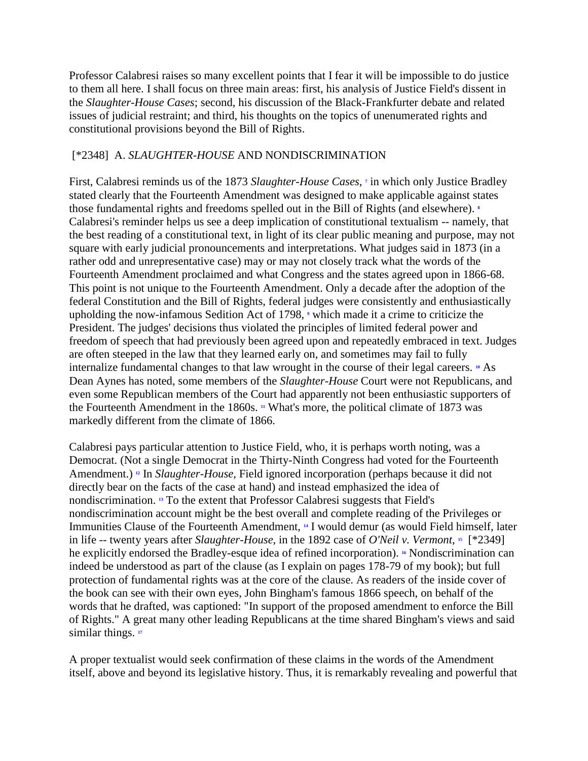Professor Calabresi raises so many excellent points that I fear it will be impossible to do justice to them all here. I shall focus on three main areas: first, his analysis of Justice Field's dissent in the *Slaughter-House Cases*; second, his discussion of the Black-Frankfurter debate and related issues of judicial restraint; and third, his thoughts on the topics of unenumerated rights and constitutional provisions beyond the Bill of Rights.

## [*2348] A. *SLAUGHTER-HOUSE* AND NONDISCRIMINATION

First, Calabresi reminds us of the 1873 *Slaughter-House Cases*, [7] in which only Justice Bradley stated clearly that the Fourteenth Amendment was designed to make applicable against states those fundamental rights and freedoms spelled out in the Bill of Rights (and elsewhere). [8] Calabresi's reminder helps us see a deep implication of constitutional textualism -- namely, that the best reading of a constitutional text, in light of its clear public meaning and purpose, may not square with early judicial pronouncements and interpretations. What judges said in 1873 (in a rather odd and unrepresentative case) may or may not closely track what the words of the Fourteenth Amendment proclaimed and what Congress and the states agreed upon in 1866-68. This point is not unique to the Fourteenth Amendment. Only a decade after the adoption of the federal Constitution and the Bill of Rights, federal judges were consistently and enthusiastically upholding the now-infamous Sedition Act of 1798, [9] which made it a crime to criticize the President. The judges' decisions thus violated the principles of limited federal power and freedom of speech that had previously been agreed upon and repeatedly embraced in text. Judges are often steeped in the law that they learned early on, and sometimes may fail to fully internalize fundamental changes to that law wrought in the course of their legal careers. [10] As Dean Aynes has noted, some members of the *Slaughter-House* Court were not Republicans, and even some Republican members of the Court had apparently not been enthusiastic supporters of the Fourteenth Amendment in the 1860s. [11] What's more, the political climate of 1873 was markedly different from the climate of 1866.

Calabresi pays particular attention to Justice Field, who, it is perhaps worth noting, was a Democrat. (Not a single Democrat in the Thirty-Ninth Congress had voted for the Fourteenth Amendment.) [12] In *Slaughter-House*, Field ignored incorporation (perhaps because it did not directly bear on the facts of the case at hand) and instead emphasized the idea of nondiscrimination. [13] To the extent that Professor Calabresi suggests that Field's nondiscrimination account might be the best overall and complete reading of the Privileges or Immunities Clause of the Fourteenth Amendment, [14] I would demur (as would Field himself, later in life -- twenty years after *Slaughter-House*, in the 1892 case of *O'Neil v. Vermont*, [15] [*2349] he explicitly endorsed the Bradley-esque idea of refined incorporation). [16] Nondiscrimination can indeed be understood as part of the clause (as I explain on pages 178-79 of my book); but full protection of fundamental rights was at the core of the clause. As readers of the inside cover of the book can see with their own eyes, John Bingham's famous 1866 speech, on behalf of the words that he drafted, was captioned: "In support of the proposed amendment to enforce the Bill of Rights." A great many other leading Republicans at the time shared Bingham's views and said similar things. [17]

A proper textualist would seek confirmation of these claims in the words of the Amendment itself, above and beyond its legislative history. Thus, it is remarkably revealing and powerful that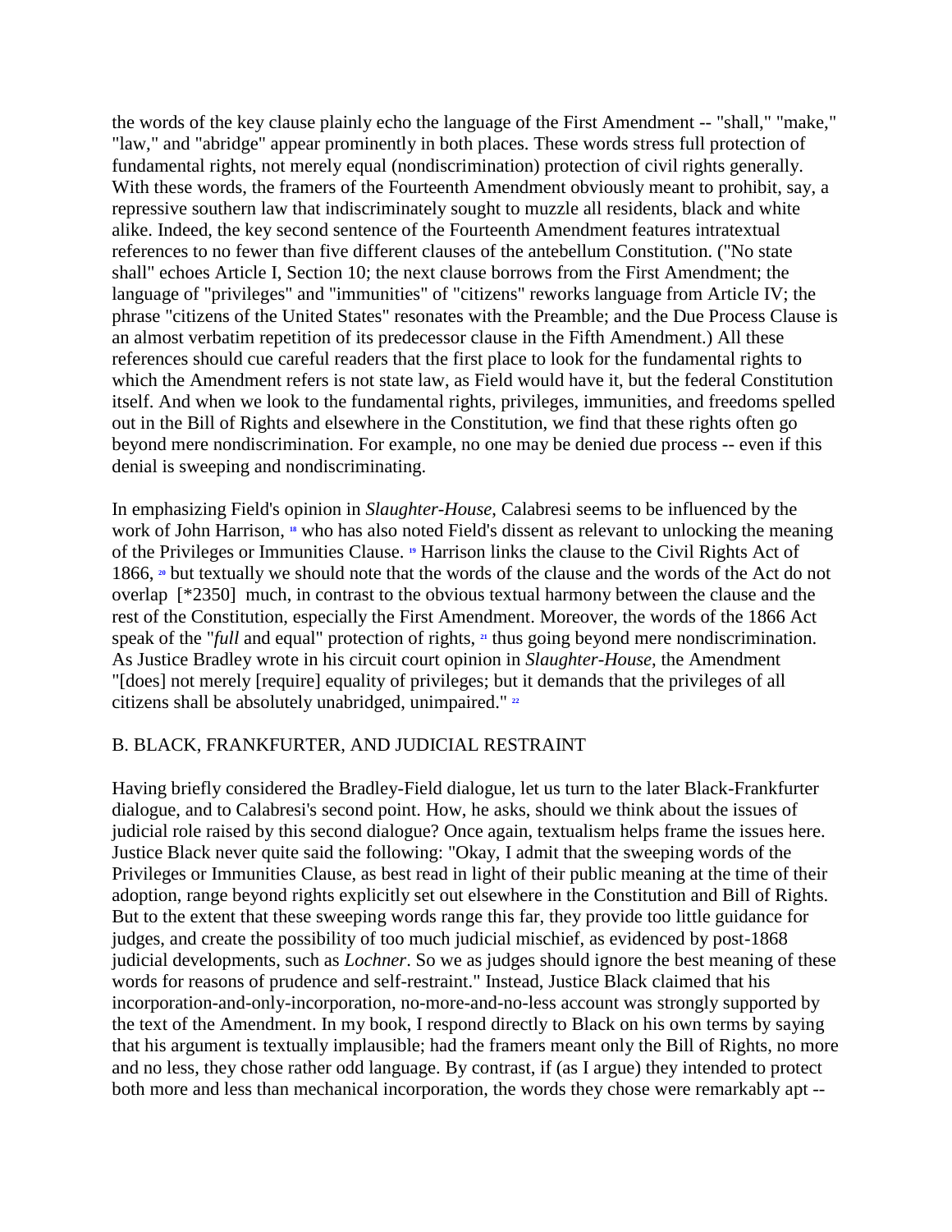the words of the key clause plainly echo the language of the First Amendment -- "shall," "make," "law," and "abridge" appear prominently in both places. These words stress full protection of fundamental rights, not merely equal (nondiscrimination) protection of civil rights generally. With these words, the framers of the Fourteenth Amendment obviously meant to prohibit, say, a repressive southern law that indiscriminately sought to muzzle all residents, black and white alike. Indeed, the key second sentence of the Fourteenth Amendment features intratextual references to no fewer than five different clauses of the antebellum Constitution. ("No state shall" echoes Article I, Section 10; the next clause borrows from the First Amendment; the language of "privileges" and "immunities" of "citizens" reworks language from Article IV; the phrase "citizens of the United States" resonates with the Preamble; and the Due Process Clause is an almost verbatim repetition of its predecessor clause in the Fifth Amendment.) All these references should cue careful readers that the first place to look for the fundamental rights to which the Amendment refers is not state law, as Field would have it, but the federal Constitution itself. And when we look to the fundamental rights, privileges, immunities, and freedoms spelled out in the Bill of Rights and elsewhere in the Constitution, we find that these rights often go beyond mere nondiscrimination. For example, no one may be denied due process -- even if this denial is sweeping and nondiscriminating.

In emphasizing Field's opinion in *Slaughter-House*, Calabresi seems to be influenced by the work of John Harrison, [18] who has also noted Field's dissent as relevant to unlocking the meaning of the Privileges or Immunities Clause. [19] Harrison links the clause to the Civil Rights Act of 1866, [20] but textually we should note that the words of the clause and the words of the Act do not overlap [*2350] much, in contrast to the obvious textual harmony between the clause and the rest of the Constitution, especially the First Amendment. Moreover, the words of the 1866 Act speak of the "*full* and equal" protection of rights, [21] thus going beyond mere nondiscrimination. As Justice Bradley wrote in his circuit court opinion in *Slaughter-House*, the Amendment "[does] not merely [require] equality of privileges; but it demands that the privileges of all citizens shall be absolutely unabridged, unimpaired." [22]

## B. BLACK, FRANKFURTER, AND JUDICIAL RESTRAINT

Having briefly considered the Bradley-Field dialogue, let us turn to the later Black-Frankfurter dialogue, and to Calabresi's second point. How, he asks, should we think about the issues of judicial role raised by this second dialogue? Once again, textualism helps frame the issues here. Justice Black never quite said the following: "Okay, I admit that the sweeping words of the Privileges or Immunities Clause, as best read in light of their public meaning at the time of their adoption, range beyond rights explicitly set out elsewhere in the Constitution and Bill of Rights. But to the extent that these sweeping words range this far, they provide too little guidance for judges, and create the possibility of too much judicial mischief, as evidenced by post-1868 judicial developments, such as *Lochner*. So we as judges should ignore the best meaning of these words for reasons of prudence and self-restraint." Instead, Justice Black claimed that his incorporation-and-only-incorporation, no-more-and-no-less account was strongly supported by the text of the Amendment. In my book, I respond directly to Black on his own terms by saying that his argument is textually implausible; had the framers meant only the Bill of Rights, no more and no less, they chose rather odd language. By contrast, if (as I argue) they intended to protect both more and less than mechanical incorporation, the words they chose were remarkably apt --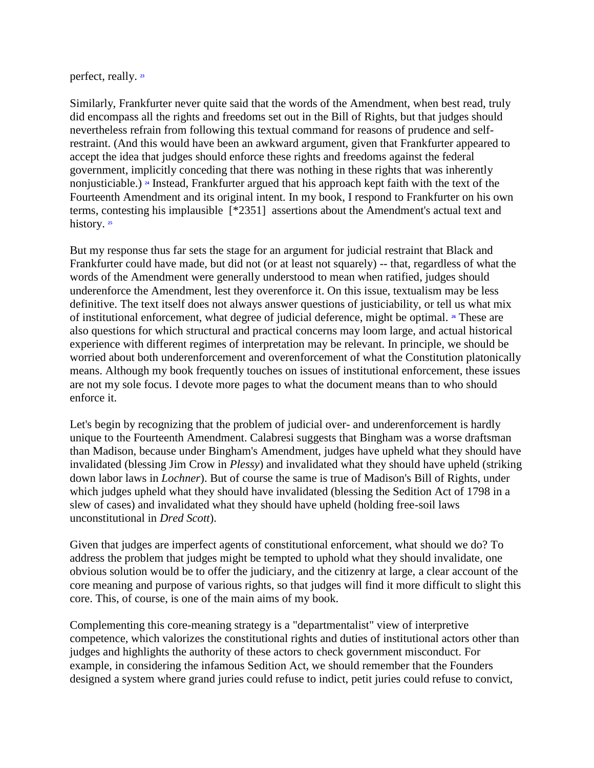perfect, really. [23]

Similarly, Frankfurter never quite said that the words of the Amendment, when best read, truly did encompass all the rights and freedoms set out in the Bill of Rights, but that judges should nevertheless refrain from following this textual command for reasons of prudence and self-restraint. (And this would have been an awkward argument, given that Frankfurter appeared to accept the idea that judges should enforce these rights and freedoms against the federal government, implicitly conceding that there was nothing in these rights that was inherently nonjusticiable.) [24] Instead, Frankfurter argued that his approach kept faith with the text of the Fourteenth Amendment and its original intent. In my book, I respond to Frankfurter on his own terms, contesting his implausible [*2351] assertions about the Amendment's actual text and history. [25]

But my response thus far sets the stage for an argument for judicial restraint that Black and Frankfurter could have made, but did not (or at least not squarely) -- that, regardless of what the words of the Amendment were generally understood to mean when ratified, judges should underenforce the Amendment, lest they overenforce it. On this issue, textualism may be less definitive. The text itself does not always answer questions of justiciability, or tell us what mix of institutional enforcement, what degree of judicial deference, might be optimal. [26] These are also questions for which structural and practical concerns may loom large, and actual historical experience with different regimes of interpretation may be relevant. In principle, we should be worried about both underenforcement and overenforcement of what the Constitution platonically means. Although my book frequently touches on issues of institutional enforcement, these issues are not my sole focus. I devote more pages to what the document means than to who should enforce it.

Let's begin by recognizing that the problem of judicial over- and underenforcement is hardly unique to the Fourteenth Amendment. Calabresi suggests that Bingham was a worse draftsman than Madison, because under Bingham's Amendment, judges have upheld what they should have invalidated (blessing Jim Crow in *Plessy*) and invalidated what they should have upheld (striking down labor laws in *Lochner*). But of course the same is true of Madison's Bill of Rights, under which judges upheld what they should have invalidated (blessing the Sedition Act of 1798 in a slew of cases) and invalidated what they should have upheld (holding free-soil laws unconstitutional in *Dred Scott*).

Given that judges are imperfect agents of constitutional enforcement, what should we do? To address the problem that judges might be tempted to uphold what they should invalidate, one obvious solution would be to offer the judiciary, and the citizenry at large, a clear account of the core meaning and purpose of various rights, so that judges will find it more difficult to slight this core. This, of course, is one of the main aims of my book.

Complementing this core-meaning strategy is a "departmentalist" view of interpretive competence, which valorizes the constitutional rights and duties of institutional actors other than judges and highlights the authority of these actors to check government misconduct. For example, in considering the infamous Sedition Act, we should remember that the Founders designed a system where grand juries could refuse to indict, petit juries could refuse to convict,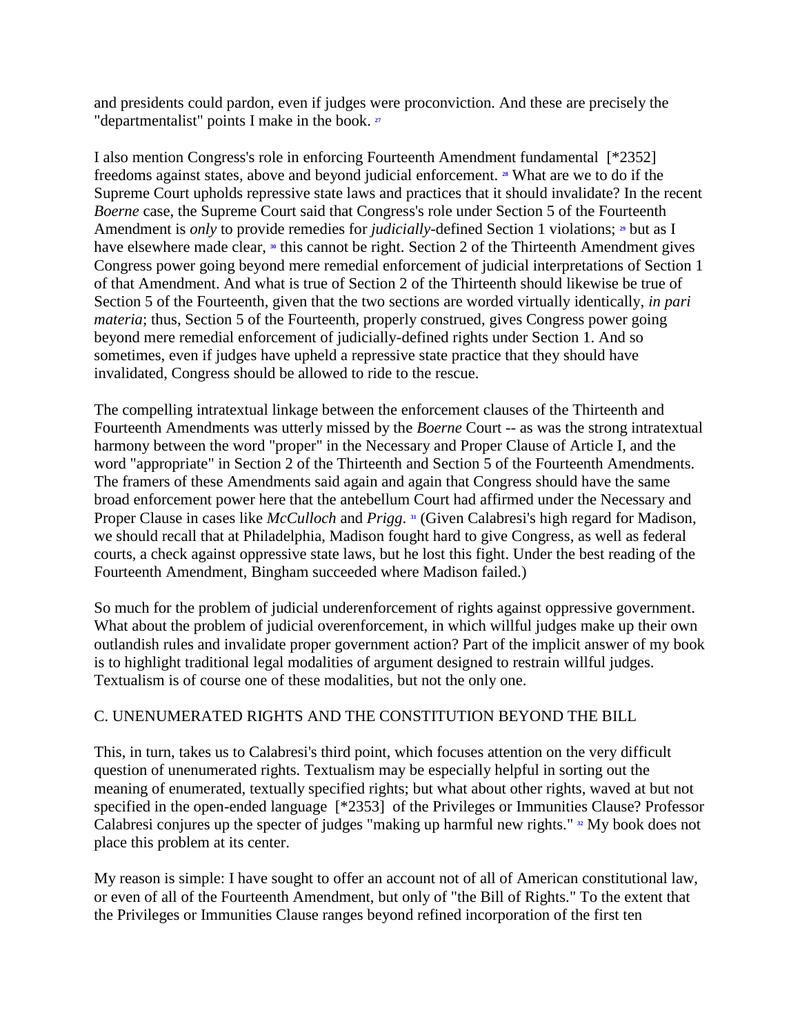and presidents could pardon, even if judges were proconviction. And these are precisely the "departmentalist" points I make in the book. [27]

I also mention Congress's role in enforcing Fourteenth Amendment fundamental [*2352] freedoms against states, above and beyond judicial enforcement. [28] What are we to do if the Supreme Court upholds repressive state laws and practices that it should invalidate? In the recent *Boerne* case, the Supreme Court said that Congress's role under Section 5 of the Fourteenth Amendment is *only* to provide remedies for *judicially*-defined Section 1 violations; [29] but as I have elsewhere made clear, [30] this cannot be right. Section 2 of the Thirteenth Amendment gives Congress power going beyond mere remedial enforcement of judicial interpretations of Section 1 of that Amendment. And what is true of Section 2 of the Thirteenth should likewise be true of Section 5 of the Fourteenth, given that the two sections are worded virtually identically, *in pari materia*; thus, Section 5 of the Fourteenth, properly construed, gives Congress power going beyond mere remedial enforcement of judicially-defined rights under Section 1. And so sometimes, even if judges have upheld a repressive state practice that they should have invalidated, Congress should be allowed to ride to the rescue.

The compelling intratextual linkage between the enforcement clauses of the Thirteenth and Fourteenth Amendments was utterly missed by the *Boerne* Court -- as was the strong intratextual harmony between the word "proper" in the Necessary and Proper Clause of Article I, and the word "appropriate" in Section 2 of the Thirteenth and Section 5 of the Fourteenth Amendments. The framers of these Amendments said again and again that Congress should have the same broad enforcement power here that the antebellum Court had affirmed under the Necessary and Proper Clause in cases like *McCulloch* and *Prigg*. [31] (Given Calabresi's high regard for Madison, we should recall that at Philadelphia, Madison fought hard to give Congress, as well as federal courts, a check against oppressive state laws, but he lost this fight. Under the best reading of the Fourteenth Amendment, Bingham succeeded where Madison failed.)

So much for the problem of judicial underenforcement of rights against oppressive government. What about the problem of judicial overenforcement, in which willful judges make up their own outlandish rules and invalidate proper government action? Part of the implicit answer of my book is to highlight traditional legal modalities of argument designed to restrain willful judges. Textualism is of course one of these modalities, but not the only one.

## C. UNENUMERATED RIGHTS AND THE CONSTITUTION BEYOND THE BILL

This, in turn, takes us to Calabresi's third point, which focuses attention on the very difficult question of unenumerated rights. Textualism may be especially helpful in sorting out the meaning of enumerated, textually specified rights; but what about other rights, waved at but not specified in the open-ended language [*2353] of the Privileges or Immunities Clause? Professor Calabresi conjures up the specter of judges "making up harmful new rights." [32] My book does not place this problem at its center.

My reason is simple: I have sought to offer an account not of all of American constitutional law, or even of all of the Fourteenth Amendment, but only of "the Bill of Rights." To the extent that the Privileges or Immunities Clause ranges beyond refined incorporation of the first ten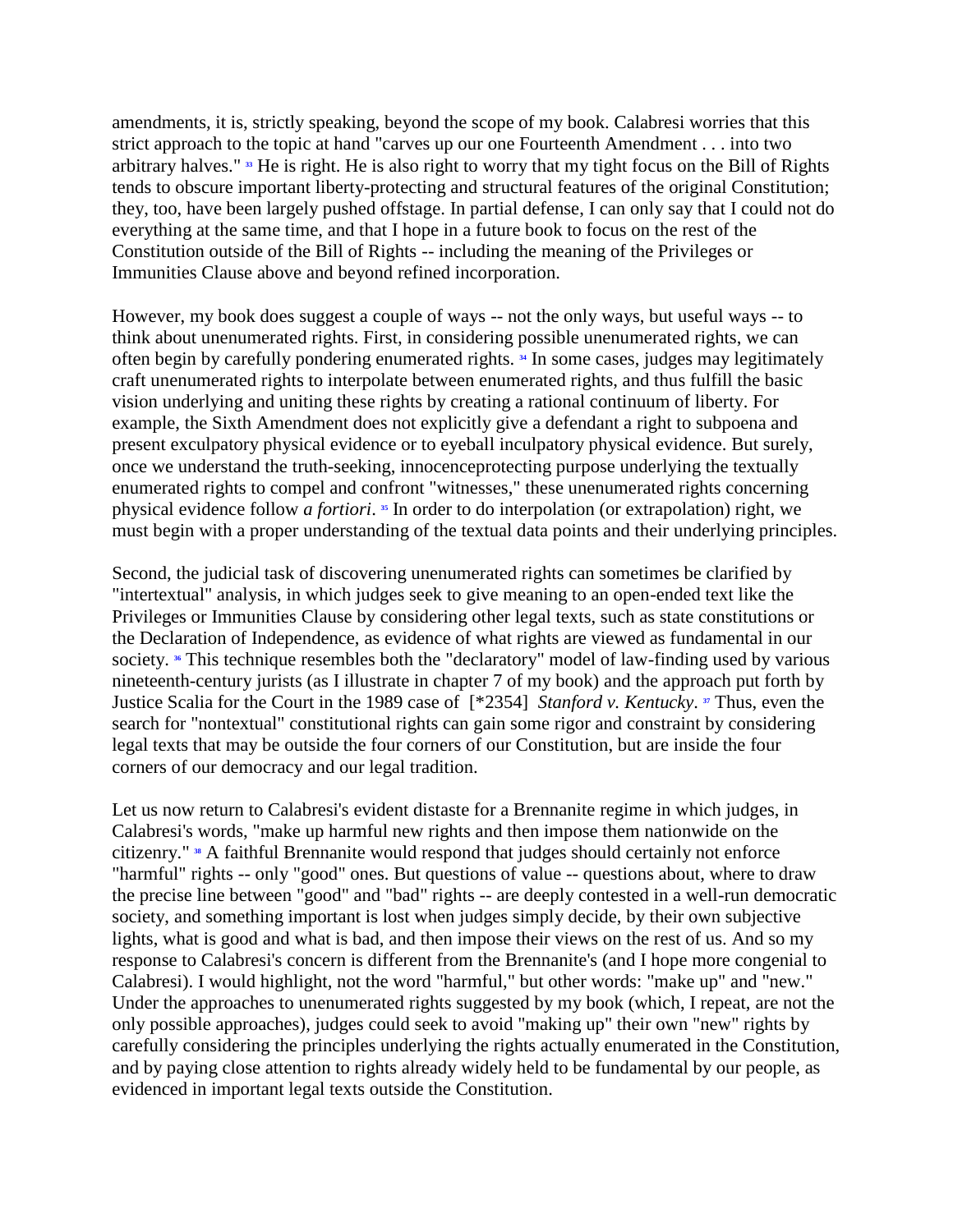amendments, it is, strictly speaking, beyond the scope of my book. Calabresi worries that this strict approach to the topic at hand "carves up our one Fourteenth Amendment . . . into two arbitrary halves." [33] He is right. He is also right to worry that my tight focus on the Bill of Rights tends to obscure important liberty-protecting and structural features of the original Constitution; they, too, have been largely pushed offstage. In partial defense, I can only say that I could not do everything at the same time, and that I hope in a future book to focus on the rest of the Constitution outside of the Bill of Rights -- including the meaning of the Privileges or Immunities Clause above and beyond refined incorporation.

However, my book does suggest a couple of ways -- not the only ways, but useful ways -- to think about unenumerated rights. First, in considering possible unenumerated rights, we can often begin by carefully pondering enumerated rights. [34] In some cases, judges may legitimately craft unenumerated rights to interpolate between enumerated rights, and thus fulfill the basic vision underlying and uniting these rights by creating a rational continuum of liberty. For example, the Sixth Amendment does not explicitly give a defendant a right to subpoena and present exculpatory physical evidence or to eyeball inculpatory physical evidence. But surely, once we understand the truth-seeking, innocenceprotecting purpose underlying the textually enumerated rights to compel and confront "witnesses," these unenumerated rights concerning physical evidence follow *a fortiori*. [35] In order to do interpolation (or extrapolation) right, we must begin with a proper understanding of the textual data points and their underlying principles.

Second, the judicial task of discovering unenumerated rights can sometimes be clarified by "intertextual" analysis, in which judges seek to give meaning to an open-ended text like the Privileges or Immunities Clause by considering other legal texts, such as state constitutions or the Declaration of Independence, as evidence of what rights are viewed as fundamental in our society. [36] This technique resembles both the "declaratory" model of law-finding used by various nineteenth-century jurists (as I illustrate in chapter 7 of my book) and the approach put forth by Justice Scalia for the Court in the 1989 case of [*2354] *Stanford v. Kentucky*. [37] Thus, even the search for "nontextual" constitutional rights can gain some rigor and constraint by considering legal texts that may be outside the four corners of our Constitution, but are inside the four corners of our democracy and our legal tradition.

Let us now return to Calabresi's evident distaste for a Brennanite regime in which judges, in Calabresi's words, "make up harmful new rights and then impose them nationwide on the citizenry." [38] A faithful Brennanite would respond that judges should certainly not enforce "harmful" rights -- only "good" ones. But questions of value -- questions about, where to draw the precise line between "good" and "bad" rights -- are deeply contested in a well-run democratic society, and something important is lost when judges simply decide, by their own subjective lights, what is good and what is bad, and then impose their views on the rest of us. And so my response to Calabresi's concern is different from the Brennanite's (and I hope more congenial to Calabresi). I would highlight, not the word "harmful," but other words: "make up" and "new." Under the approaches to unenumerated rights suggested by my book (which, I repeat, are not the only possible approaches), judges could seek to avoid "making up" their own "new" rights by carefully considering the principles underlying the rights actually enumerated in the Constitution, and by paying close attention to rights already widely held to be fundamental by our people, as evidenced in important legal texts outside the Constitution.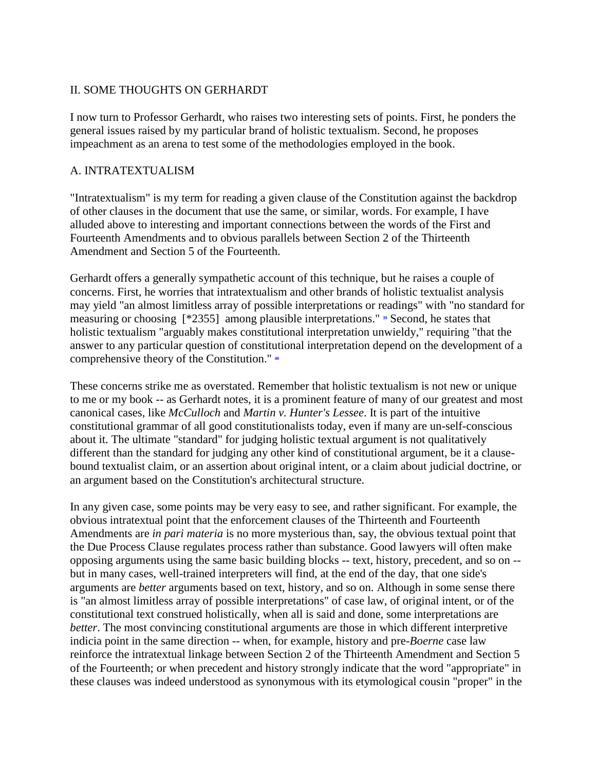## II. SOME THOUGHTS ON GERHARDT

I now turn to Professor Gerhardt, who raises two interesting sets of points. First, he ponders the general issues raised by my particular brand of holistic textualism. Second, he proposes impeachment as an arena to test some of the methodologies employed in the book.

### A. INTRATEXTUALISM

"Intratextualism" is my term for reading a given clause of the Constitution against the backdrop of other clauses in the document that use the same, or similar, words. For example, I have alluded above to interesting and important connections between the words of the First and Fourteenth Amendments and to obvious parallels between Section 2 of the Thirteenth Amendment and Section 5 of the Fourteenth.

Gerhardt offers a generally sympathetic account of this technique, but he raises a couple of concerns. First, he worries that intratextualism and other brands of holistic textualist analysis may yield "an almost limitless array of possible interpretations or readings" with "no standard for measuring or choosing [*2355] among plausible interpretations." [39] Second, he states that holistic textualism "arguably makes constitutional interpretation unwieldy," requiring "that the answer to any particular question of constitutional interpretation depend on the development of a comprehensive theory of the Constitution." [40]

These concerns strike me as overstated. Remember that holistic textualism is not new or unique to me or my book -- as Gerhardt notes, it is a prominent feature of many of our greatest and most canonical cases, like *McCulloch* and *Martin v. Hunter's Lessee*. It is part of the intuitive constitutional grammar of all good constitutionalists today, even if many are un-self-conscious about it. The ultimate "standard" for judging holistic textual argument is not qualitatively different than the standard for judging any other kind of constitutional argument, be it a clause-bound textualist claim, or an assertion about original intent, or a claim about judicial doctrine, or an argument based on the Constitution's architectural structure.

In any given case, some points may be very easy to see, and rather significant. For example, the obvious intratextual point that the enforcement clauses of the Thirteenth and Fourteenth Amendments are *in pari materia* is no more mysterious than, say, the obvious textual point that the Due Process Clause regulates process rather than substance. Good lawyers will often make opposing arguments using the same basic building blocks -- text, history, precedent, and so on -- but in many cases, well-trained interpreters will find, at the end of the day, that one side's arguments are *better* arguments based on text, history, and so on. Although in some sense there is "an almost limitless array of possible interpretations" of case law, of original intent, or of the constitutional text construed holistically, when all is said and done, some interpretations are *better*. The most convincing constitutional arguments are those in which different interpretive indicia point in the same direction -- when, for example, history and pre-*Boerne* case law reinforce the intratextual linkage between Section 2 of the Thirteenth Amendment and Section 5 of the Fourteenth; or when precedent and history strongly indicate that the word "appropriate" in these clauses was indeed understood as synonymous with its etymological cousin "proper" in the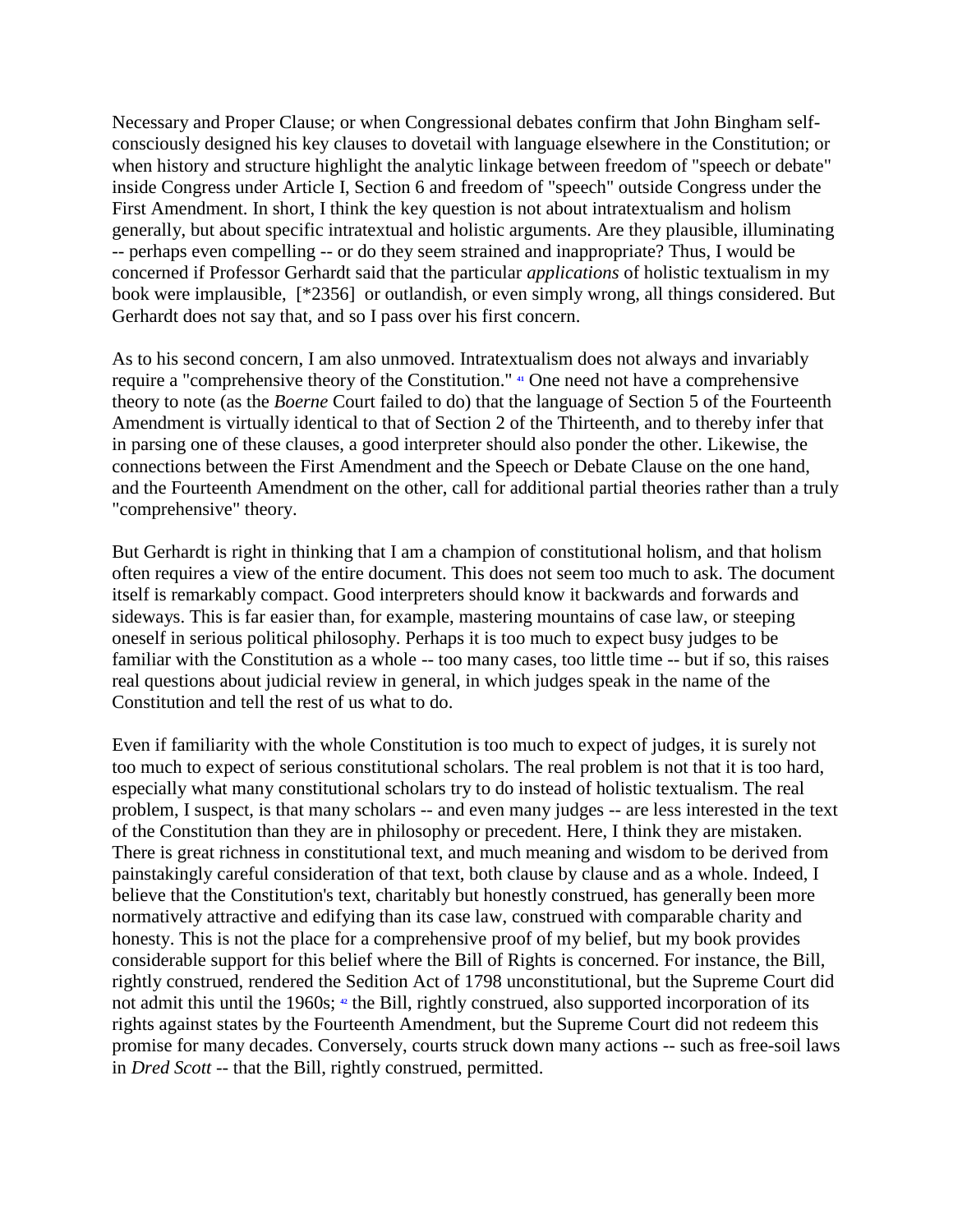Necessary and Proper Clause; or when Congressional debates confirm that John Bingham self-consciously designed his key clauses to dovetail with language elsewhere in the Constitution; or when history and structure highlight the analytic linkage between freedom of "speech or debate" inside Congress under Article I, Section 6 and freedom of "speech" outside Congress under the First Amendment. In short, I think the key question is not about intratextualism and holism generally, but about specific intratextual and holistic arguments. Are they plausible, illuminating -- perhaps even compelling -- or do they seem strained and inappropriate? Thus, I would be concerned if Professor Gerhardt said that the particular *applications* of holistic textualism in my book were implausible, [*2356] or outlandish, or even simply wrong, all things considered. But Gerhardt does not say that, and so I pass over his first concern.

As to his second concern, I am also unmoved. Intratextualism does not always and invariably require a "comprehensive theory of the Constitution." [41] One need not have a comprehensive theory to note (as the *Boerne* Court failed to do) that the language of Section 5 of the Fourteenth Amendment is virtually identical to that of Section 2 of the Thirteenth, and to thereby infer that in parsing one of these clauses, a good interpreter should also ponder the other. Likewise, the connections between the First Amendment and the Speech or Debate Clause on the one hand, and the Fourteenth Amendment on the other, call for additional partial theories rather than a truly "comprehensive" theory.

But Gerhardt is right in thinking that I am a champion of constitutional holism, and that holism often requires a view of the entire document. This does not seem too much to ask. The document itself is remarkably compact. Good interpreters should know it backwards and forwards and sideways. This is far easier than, for example, mastering mountains of case law, or steeping oneself in serious political philosophy. Perhaps it is too much to expect busy judges to be familiar with the Constitution as a whole -- too many cases, too little time -- but if so, this raises real questions about judicial review in general, in which judges speak in the name of the Constitution and tell the rest of us what to do.

Even if familiarity with the whole Constitution is too much to expect of judges, it is surely not too much to expect of serious constitutional scholars. The real problem is not that it is too hard, especially what many constitutional scholars try to do instead of holistic textualism. The real problem, I suspect, is that many scholars -- and even many judges -- are less interested in the text of the Constitution than they are in philosophy or precedent. Here, I think they are mistaken. There is great richness in constitutional text, and much meaning and wisdom to be derived from painstakingly careful consideration of that text, both clause by clause and as a whole. Indeed, I believe that the Constitution's text, charitably but honestly construed, has generally been more normatively attractive and edifying than its case law, construed with comparable charity and honesty. This is not the place for a comprehensive proof of my belief, but my book provides considerable support for this belief where the Bill of Rights is concerned. For instance, the Bill, rightly construed, rendered the Sedition Act of 1798 unconstitutional, but the Supreme Court did not admit this until the 1960s; [42] the Bill, rightly construed, also supported incorporation of its rights against states by the Fourteenth Amendment, but the Supreme Court did not redeem this promise for many decades. Conversely, courts struck down many actions -- such as free-soil laws in *Dred Scott* -- that the Bill, rightly construed, permitted.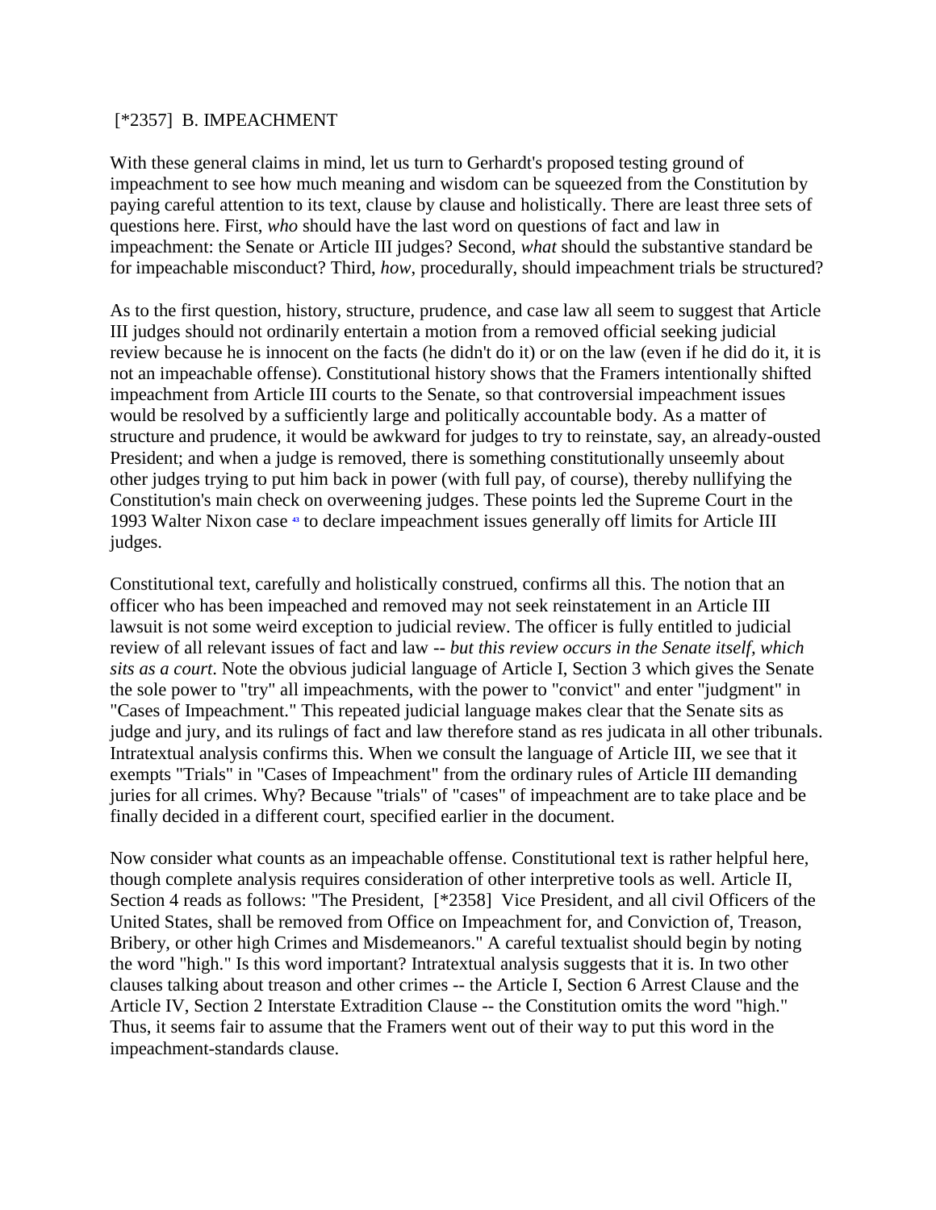[*2357] B. IMPEACHMENT

With these general claims in mind, let us turn to Gerhardt's proposed testing ground of impeachment to see how much meaning and wisdom can be squeezed from the Constitution by paying careful attention to its text, clause by clause and holistically. There are least three sets of questions here. First, *who* should have the last word on questions of fact and law in impeachment: the Senate or Article III judges? Second, *what* should the substantive standard be for impeachable misconduct? Third, *how*, procedurally, should impeachment trials be structured?

As to the first question, history, structure, prudence, and case law all seem to suggest that Article III judges should not ordinarily entertain a motion from a removed official seeking judicial review because he is innocent on the facts (he didn't do it) or on the law (even if he did do it, it is not an impeachable offense). Constitutional history shows that the Framers intentionally shifted impeachment from Article III courts to the Senate, so that controversial impeachment issues would be resolved by a sufficiently large and politically accountable body. As a matter of structure and prudence, it would be awkward for judges to try to reinstate, say, an already-ousted President; and when a judge is removed, there is something constitutionally unseemly about other judges trying to put him back in power (with full pay, of course), thereby nullifying the Constitution's main check on overweening judges. These points led the Supreme Court in the 1993 Walter Nixon case [43] to declare impeachment issues generally off limits for Article III judges.

Constitutional text, carefully and holistically construed, confirms all this. The notion that an officer who has been impeached and removed may not seek reinstatement in an Article III lawsuit is not some weird exception to judicial review. The officer is fully entitled to judicial review of all relevant issues of fact and law -- *but this review occurs in the Senate itself, which sits as a court*. Note the obvious judicial language of Article I, Section 3 which gives the Senate the sole power to "try" all impeachments, with the power to "convict" and enter "judgment" in "Cases of Impeachment." This repeated judicial language makes clear that the Senate sits as judge and jury, and its rulings of fact and law therefore stand as res judicata in all other tribunals. Intratextual analysis confirms this. When we consult the language of Article III, we see that it exempts "Trials" in "Cases of Impeachment" from the ordinary rules of Article III demanding juries for all crimes. Why? Because "trials" of "cases" of impeachment are to take place and be finally decided in a different court, specified earlier in the document.

Now consider what counts as an impeachable offense. Constitutional text is rather helpful here, though complete analysis requires consideration of other interpretive tools as well. Article II, Section 4 reads as follows: "The President, [*2358] Vice President, and all civil Officers of the United States, shall be removed from Office on Impeachment for, and Conviction of, Treason, Bribery, or other high Crimes and Misdemeanors." A careful textualist should begin by noting the word "high." Is this word important? Intratextual analysis suggests that it is. In two other clauses talking about treason and other crimes -- the Article I, Section 6 Arrest Clause and the Article IV, Section 2 Interstate Extradition Clause -- the Constitution omits the word "high." Thus, it seems fair to assume that the Framers went out of their way to put this word in the impeachment-standards clause.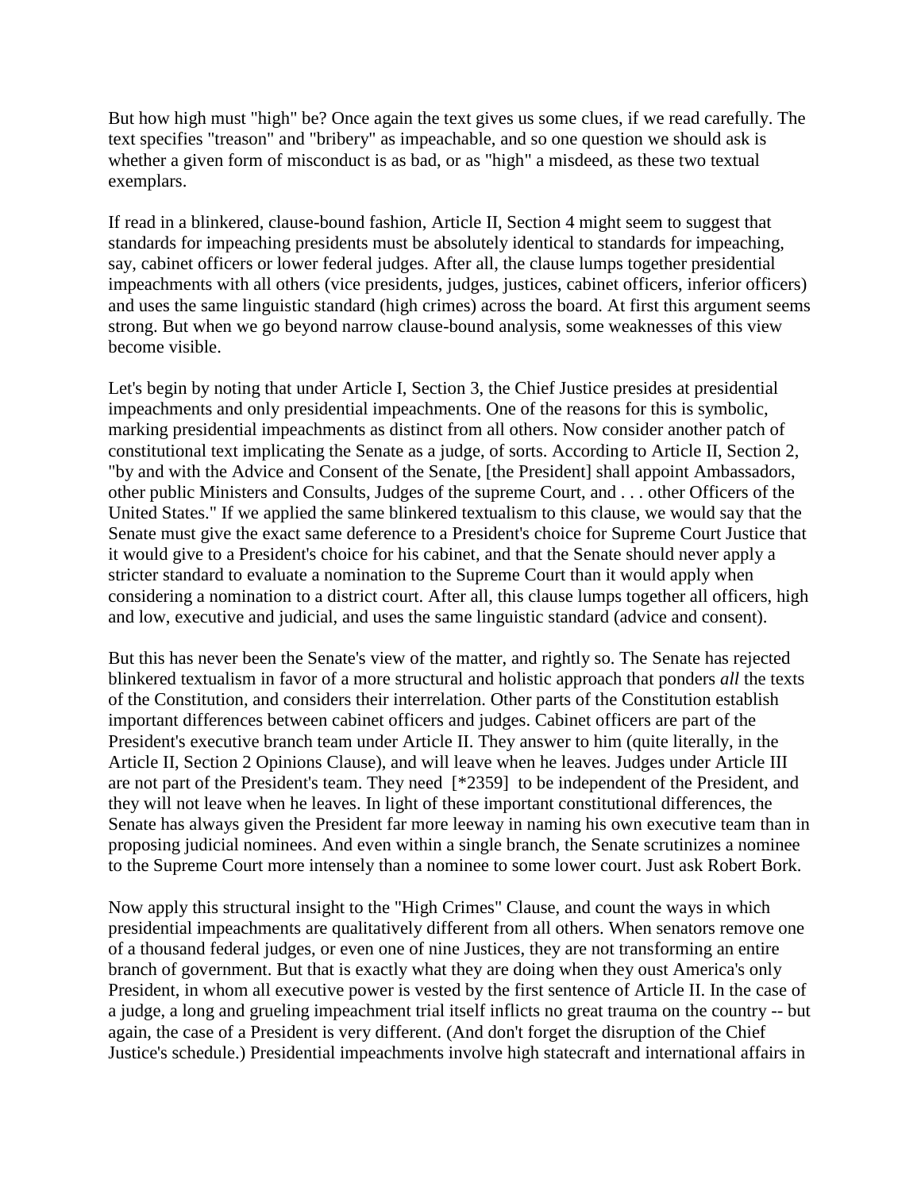But how high must "high" be? Once again the text gives us some clues, if we read carefully. The text specifies "treason" and "bribery" as impeachable, and so one question we should ask is whether a given form of misconduct is as bad, or as "high" a misdeed, as these two textual exemplars.

If read in a blinkered, clause-bound fashion, Article II, Section 4 might seem to suggest that standards for impeaching presidents must be absolutely identical to standards for impeaching, say, cabinet officers or lower federal judges. After all, the clause lumps together presidential impeachments with all others (vice presidents, judges, justices, cabinet officers, inferior officers) and uses the same linguistic standard (high crimes) across the board. At first this argument seems strong. But when we go beyond narrow clause-bound analysis, some weaknesses of this view become visible.

Let's begin by noting that under Article I, Section 3, the Chief Justice presides at presidential impeachments and only presidential impeachments. One of the reasons for this is symbolic, marking presidential impeachments as distinct from all others. Now consider another patch of constitutional text implicating the Senate as a judge, of sorts. According to Article II, Section 2, "by and with the Advice and Consent of the Senate, [the President] shall appoint Ambassadors, other public Ministers and Consults, Judges of the supreme Court, and . . . other Officers of the United States." If we applied the same blinkered textualism to this clause, we would say that the Senate must give the exact same deference to a President's choice for Supreme Court Justice that it would give to a President's choice for his cabinet, and that the Senate should never apply a stricter standard to evaluate a nomination to the Supreme Court than it would apply when considering a nomination to a district court. After all, this clause lumps together all officers, high and low, executive and judicial, and uses the same linguistic standard (advice and consent).

But this has never been the Senate's view of the matter, and rightly so. The Senate has rejected blinkered textualism in favor of a more structural and holistic approach that ponders *all* the texts of the Constitution, and considers their interrelation. Other parts of the Constitution establish important differences between cabinet officers and judges. Cabinet officers are part of the President's executive branch team under Article II. They answer to him (quite literally, in the Article II, Section 2 Opinions Clause), and will leave when he leaves. Judges under Article III are not part of the President's team. They need [*2359] to be independent of the President, and they will not leave when he leaves. In light of these important constitutional differences, the Senate has always given the President far more leeway in naming his own executive team than in proposing judicial nominees. And even within a single branch, the Senate scrutinizes a nominee to the Supreme Court more intensely than a nominee to some lower court. Just ask Robert Bork.

Now apply this structural insight to the "High Crimes" Clause, and count the ways in which presidential impeachments are qualitatively different from all others. When senators remove one of a thousand federal judges, or even one of nine Justices, they are not transforming an entire branch of government. But that is exactly what they are doing when they oust America's only President, in whom all executive power is vested by the first sentence of Article II. In the case of a judge, a long and grueling impeachment trial itself inflicts no great trauma on the country -- but again, the case of a President is very different. (And don't forget the disruption of the Chief Justice's schedule.) Presidential impeachments involve high statecraft and international affairs in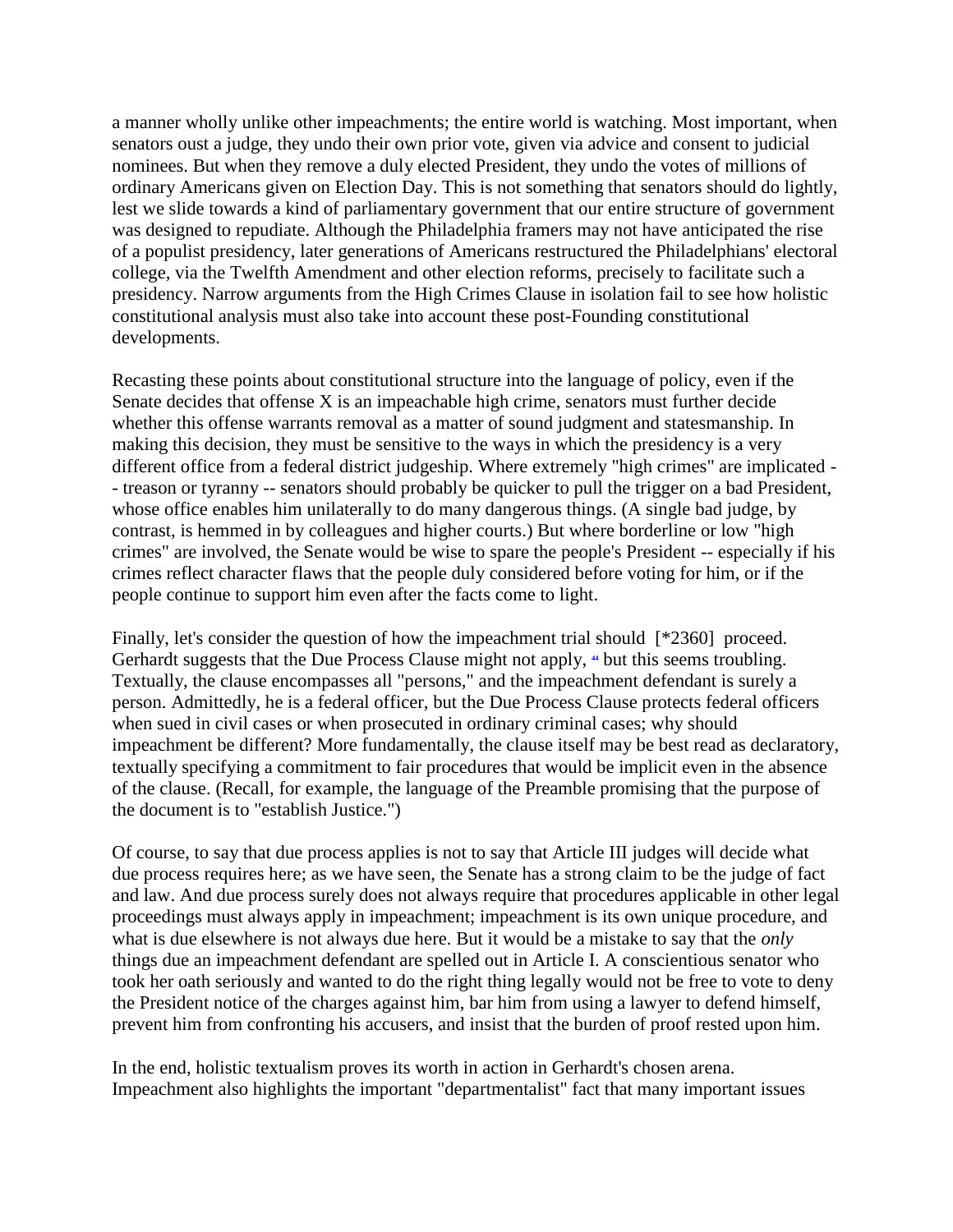a manner wholly unlike other impeachments; the entire world is watching. Most important, when senators oust a judge, they undo their own prior vote, given via advice and consent to judicial nominees. But when they remove a duly elected President, they undo the votes of millions of ordinary Americans given on Election Day. This is not something that senators should do lightly, lest we slide towards a kind of parliamentary government that our entire structure of government was designed to repudiate. Although the Philadelphia framers may not have anticipated the rise of a populist presidency, later generations of Americans restructured the Philadelphians' electoral college, via the Twelfth Amendment and other election reforms, precisely to facilitate such a presidency. Narrow arguments from the High Crimes Clause in isolation fail to see how holistic constitutional analysis must also take into account these post-Founding constitutional developments.

Recasting these points about constitutional structure into the language of policy, even if the Senate decides that offense X is an impeachable high crime, senators must further decide whether this offense warrants removal as a matter of sound judgment and statesmanship. In making this decision, they must be sensitive to the ways in which the presidency is a very different office from a federal district judgeship. Where extremely "high crimes" are implicated -- treason or tyranny -- senators should probably be quicker to pull the trigger on a bad President, whose office enables him unilaterally to do many dangerous things. (A single bad judge, by contrast, is hemmed in by colleagues and higher courts.) But where borderline or low "high crimes" are involved, the Senate would be wise to spare the people's President -- especially if his crimes reflect character flaws that the people duly considered before voting for him, or if the people continue to support him even after the facts come to light.

Finally, let's consider the question of how the impeachment trial should [*2360] proceed. Gerhardt suggests that the Due Process Clause might not apply, [44] but this seems troubling. Textually, the clause encompasses all "persons," and the impeachment defendant is surely a person. Admittedly, he is a federal officer, but the Due Process Clause protects federal officers when sued in civil cases or when prosecuted in ordinary criminal cases; why should impeachment be different? More fundamentally, the clause itself may be best read as declaratory, textually specifying a commitment to fair procedures that would be implicit even in the absence of the clause. (Recall, for example, the language of the Preamble promising that the purpose of the document is to "establish Justice.")

Of course, to say that due process applies is not to say that Article III judges will decide what due process requires here; as we have seen, the Senate has a strong claim to be the judge of fact and law. And due process surely does not always require that procedures applicable in other legal proceedings must always apply in impeachment; impeachment is its own unique procedure, and what is due elsewhere is not always due here. But it would be a mistake to say that the *only* things due an impeachment defendant are spelled out in Article I. A conscientious senator who took her oath seriously and wanted to do the right thing legally would not be free to vote to deny the President notice of the charges against him, bar him from using a lawyer to defend himself, prevent him from confronting his accusers, and insist that the burden of proof rested upon him.

In the end, holistic textualism proves its worth in action in Gerhardt's chosen arena. Impeachment also highlights the important "departmentalist" fact that many important issues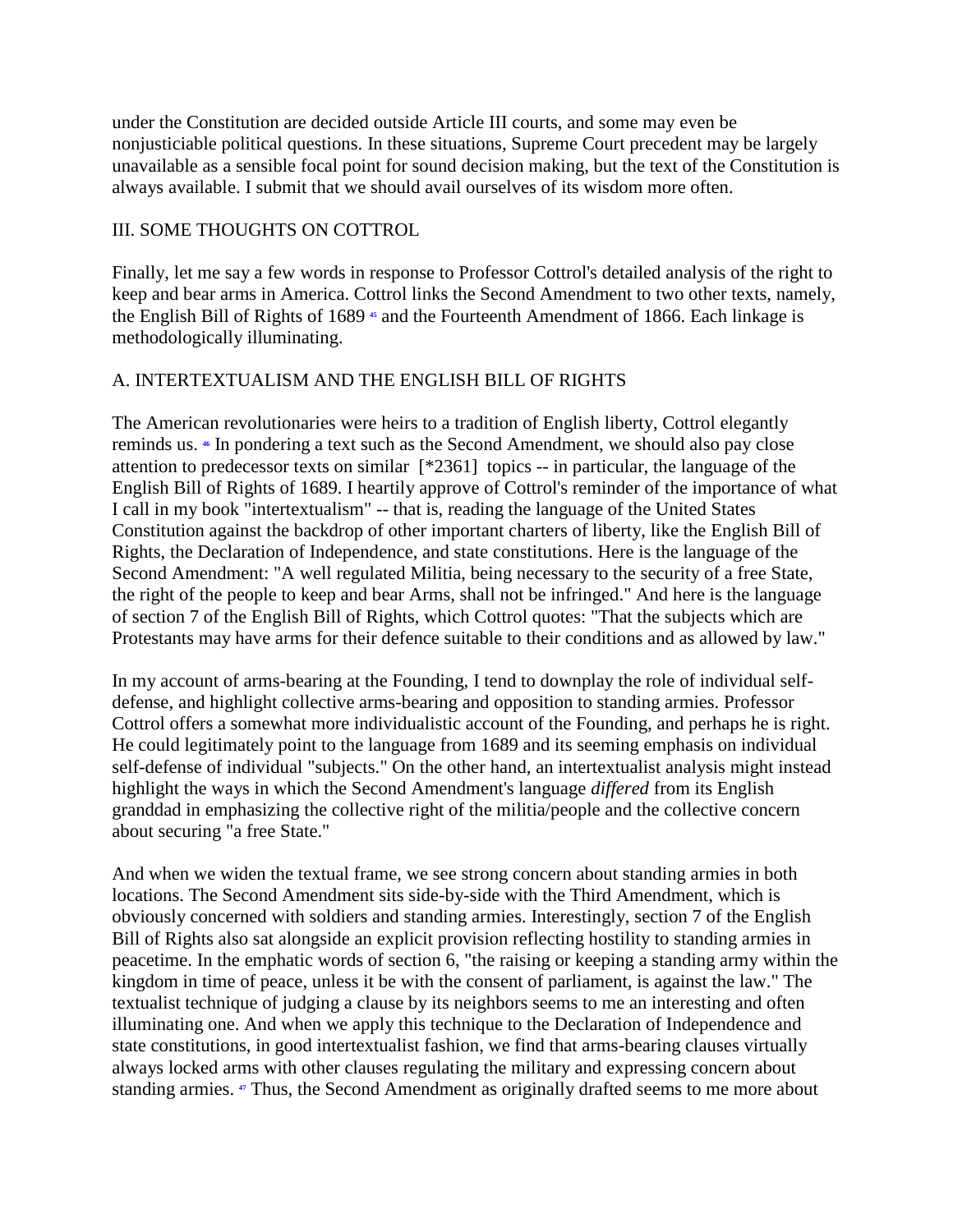under the Constitution are decided outside Article III courts, and some may even be nonjusticiable political questions. In these situations, Supreme Court precedent may be largely unavailable as a sensible focal point for sound decision making, but the text of the Constitution is always available. I submit that we should avail ourselves of its wisdom more often.

## III. SOME THOUGHTS ON COTTROL

Finally, let me say a few words in response to Professor Cottrol's detailed analysis of the right to keep and bear arms in America. Cottrol links the Second Amendment to two other texts, namely, the English Bill of Rights of 1689 [45] and the Fourteenth Amendment of 1866. Each linkage is methodologically illuminating.

### A. INTERTEXTUALISM AND THE ENGLISH BILL OF RIGHTS

The American revolutionaries were heirs to a tradition of English liberty, Cottrol elegantly reminds us. [46] In pondering a text such as the Second Amendment, we should also pay close attention to predecessor texts on similar [*2361] topics -- in particular, the language of the English Bill of Rights of 1689. I heartily approve of Cottrol's reminder of the importance of what I call in my book "intertextualism" -- that is, reading the language of the United States Constitution against the backdrop of other important charters of liberty, like the English Bill of Rights, the Declaration of Independence, and state constitutions. Here is the language of the Second Amendment: "A well regulated Militia, being necessary to the security of a free State, the right of the people to keep and bear Arms, shall not be infringed." And here is the language of section 7 of the English Bill of Rights, which Cottrol quotes: "That the subjects which are Protestants may have arms for their defence suitable to their conditions and as allowed by law."

In my account of arms-bearing at the Founding, I tend to downplay the role of individual self-defense, and highlight collective arms-bearing and opposition to standing armies. Professor Cottrol offers a somewhat more individualistic account of the Founding, and perhaps he is right. He could legitimately point to the language from 1689 and its seeming emphasis on individual self-defense of individual "subjects." On the other hand, an intertextualist analysis might instead highlight the ways in which the Second Amendment's language *differed* from its English granddad in emphasizing the collective right of the militia/people and the collective concern about securing "a free State."

And when we widen the textual frame, we see strong concern about standing armies in both locations. The Second Amendment sits side-by-side with the Third Amendment, which is obviously concerned with soldiers and standing armies. Interestingly, section 7 of the English Bill of Rights also sat alongside an explicit provision reflecting hostility to standing armies in peacetime. In the emphatic words of section 6, "the raising or keeping a standing army within the kingdom in time of peace, unless it be with the consent of parliament, is against the law." The textualist technique of judging a clause by its neighbors seems to me an interesting and often illuminating one. And when we apply this technique to the Declaration of Independence and state constitutions, in good intertextualist fashion, we find that arms-bearing clauses virtually always locked arms with other clauses regulating the military and expressing concern about standing armies. [47] Thus, the Second Amendment as originally drafted seems to me more about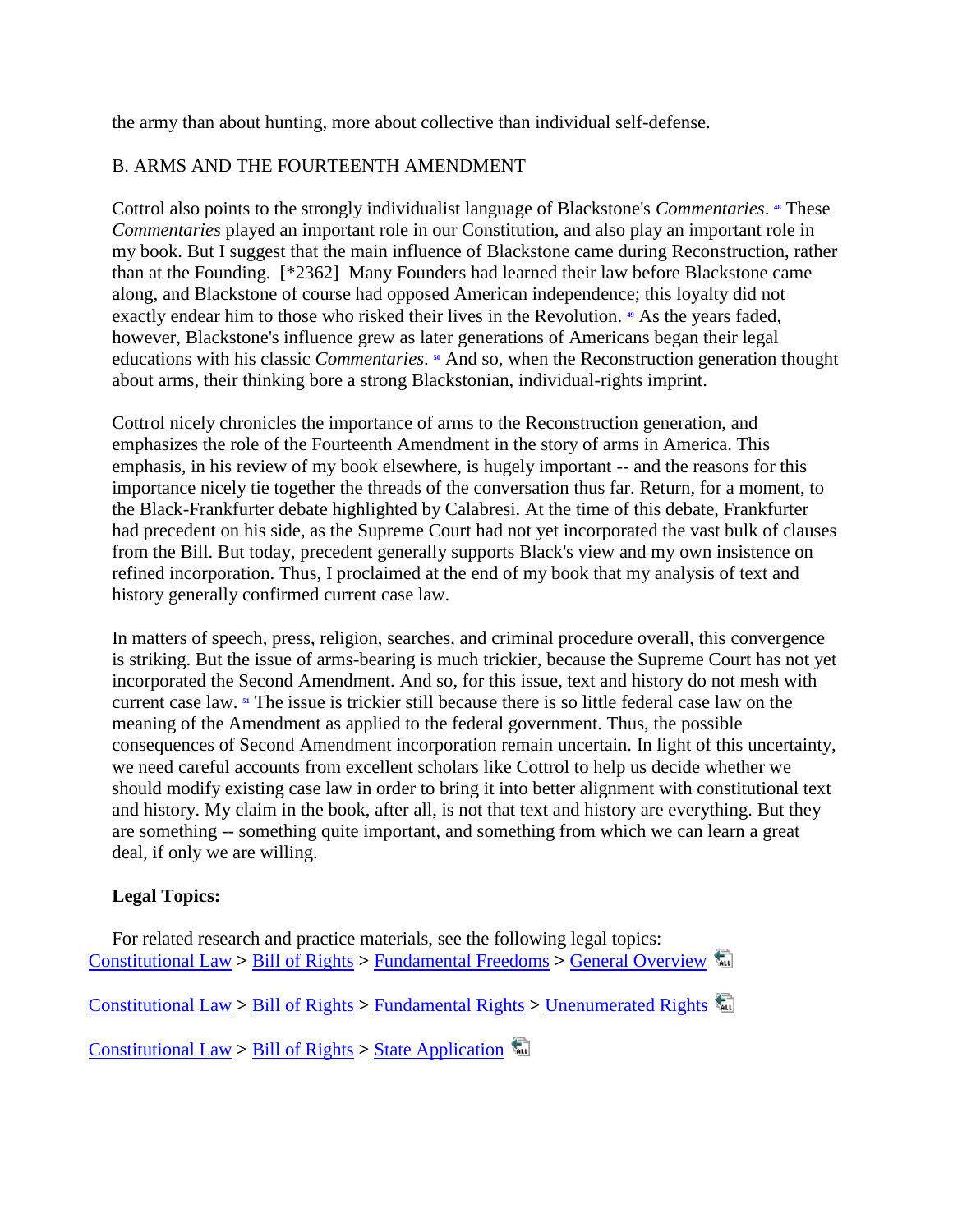the army than about hunting, more about collective than individual self-defense.

## B. ARMS AND THE FOURTEENTH AMENDMENT

Cottrol also points to the strongly individualist language of Blackstone's *Commentaries*. [48] These *Commentaries* played an important role in our Constitution, and also play an important role in my book. But I suggest that the main influence of Blackstone came during Reconstruction, rather than at the Founding. [*2362] Many Founders had learned their law before Blackstone came along, and Blackstone of course had opposed American independence; this loyalty did not exactly endear him to those who risked their lives in the Revolution. [49] As the years faded, however, Blackstone's influence grew as later generations of Americans began their legal educations with his classic *Commentaries*. [50] And so, when the Reconstruction generation thought about arms, their thinking bore a strong Blackstonian, individual-rights imprint.

Cottrol nicely chronicles the importance of arms to the Reconstruction generation, and emphasizes the role of the Fourteenth Amendment in the story of arms in America. This emphasis, in his review of my book elsewhere, is hugely important -- and the reasons for this importance nicely tie together the threads of the conversation thus far. Return, for a moment, to the Black-Frankfurter debate highlighted by Calabresi. At the time of this debate, Frankfurter had precedent on his side, as the Supreme Court had not yet incorporated the vast bulk of clauses from the Bill. But today, precedent generally supports Black's view and my own insistence on refined incorporation. Thus, I proclaimed at the end of my book that my analysis of text and history generally confirmed current case law.

In matters of speech, press, religion, searches, and criminal procedure overall, this convergence is striking. But the issue of arms-bearing is much trickier, because the Supreme Court has not yet incorporated the Second Amendment. And so, for this issue, text and history do not mesh with current case law. [51] The issue is trickier still because there is so little federal case law on the meaning of the Amendment as applied to the federal government. Thus, the possible consequences of Second Amendment incorporation remain uncertain. In light of this uncertainty, we need careful accounts from excellent scholars like Cottrol to help us decide whether we should modify existing case law in order to bring it into better alignment with constitutional text and history. My claim in the book, after all, is not that text and history are everything. But they are something -- something quite important, and something from which we can learn a great deal, if only we are willing.

**Legal Topics:**

For related research and practice materials, see the following legal topics:
Constitutional Law > Bill of Rights > Fundamental Freedoms > General Overview

Constitutional Law > Bill of Rights > Fundamental Rights > Unenumerated Rights

Constitutional Law > Bill of Rights > State Application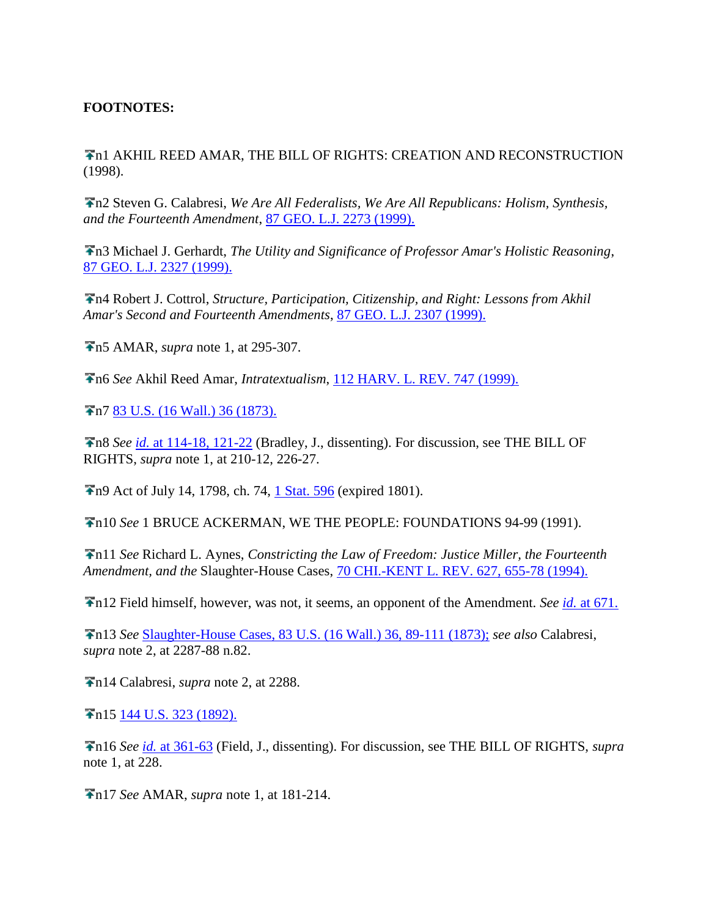**FOOTNOTES:**

n1 AKHIL REED AMAR, THE BILL OF RIGHTS: CREATION AND RECONSTRUCTION (1998).

n2 Steven G. Calabresi, *We Are All Federalists, We Are All Republicans: Holism, Synthesis, and the Fourteenth Amendment*, 87 GEO. L.J. 2273 (1999).

n3 Michael J. Gerhardt, *The Utility and Significance of Professor Amar's Holistic Reasoning*, 87 GEO. L.J. 2327 (1999).

n4 Robert J. Cottrol, *Structure, Participation, Citizenship, and Right: Lessons from Akhil Amar's Second and Fourteenth Amendments*, 87 GEO. L.J. 2307 (1999).

n5 AMAR, *supra* note 1, at 295-307.

n6 *See* Akhil Reed Amar, *Intratextualism*, 112 HARV. L. REV. 747 (1999).

n7 83 U.S. (16 Wall.) 36 (1873).

n8 *See id.* at 114-18, 121-22 (Bradley, J., dissenting). For discussion, see THE BILL OF RIGHTS, *supra* note 1, at 210-12, 226-27.

n9 Act of July 14, 1798, ch. 74, 1 Stat. 596 (expired 1801).

n10 *See* 1 BRUCE ACKERMAN, WE THE PEOPLE: FOUNDATIONS 94-99 (1991).

n11 *See* Richard L. Aynes, *Constricting the Law of Freedom: Justice Miller, the Fourteenth Amendment, and the* Slaughter-House Cases, 70 CHI.-KENT L. REV. 627, 655-78 (1994).

n12 Field himself, however, was not, it seems, an opponent of the Amendment. *See id.* at 671.

n13 *See* Slaughter-House Cases, 83 U.S. (16 Wall.) 36, 89-111 (1873); *see also* Calabresi, *supra* note 2, at 2287-88 n.82.

n14 Calabresi, *supra* note 2, at 2288.

n15 144 U.S. 323 (1892).

n16 *See id.* at 361-63 (Field, J., dissenting). For discussion, see THE BILL OF RIGHTS, *supra* note 1, at 228.

n17 *See* AMAR, *supra* note 1, at 181-214.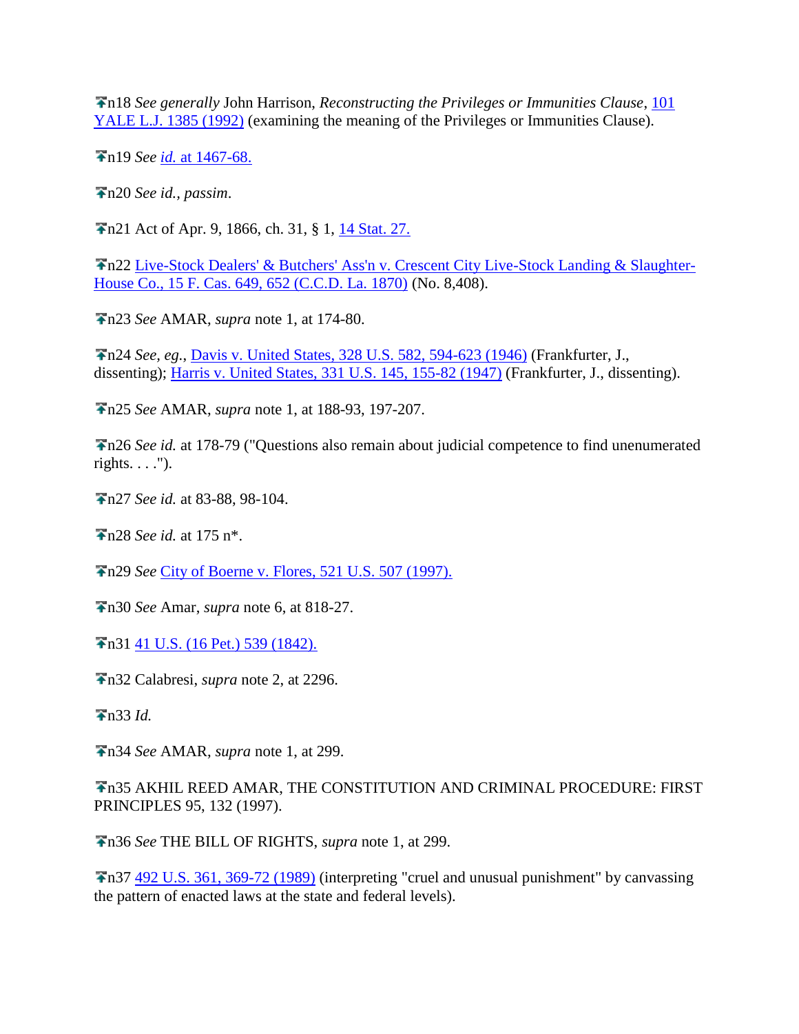n18 *See generally* John Harrison, *Reconstructing the Privileges or Immunities Clause*, 101 YALE L.J. 1385 (1992) (examining the meaning of the Privileges or Immunities Clause).

n19 *See id.* at 1467-68.

n20 *See id.*, *passim*.

n21 Act of Apr. 9, 1866, ch. 31, § 1, 14 Stat. 27.

n22 Live-Stock Dealers' & Butchers' Ass'n v. Crescent City Live-Stock Landing & Slaughter-House Co., 15 F. Cas. 649, 652 (C.C.D. La. 1870) (No. 8,408).

n23 *See* AMAR, *supra* note 1, at 174-80.

n24 *See, eg.*, Davis v. United States, 328 U.S. 582, 594-623 (1946) (Frankfurter, J., dissenting); Harris v. United States, 331 U.S. 145, 155-82 (1947) (Frankfurter, J., dissenting).

n25 *See* AMAR, *supra* note 1, at 188-93, 197-207.

n26 *See id.* at 178-79 ("Questions also remain about judicial competence to find unenumerated rights. . . .").

n27 *See id.* at 83-88, 98-104.

n28 *See id.* at 175 n*.

n29 *See* City of Boerne v. Flores, 521 U.S. 507 (1997).

n30 *See* Amar, *supra* note 6, at 818-27.

n31 41 U.S. (16 Pet.) 539 (1842).

n32 Calabresi, *supra* note 2, at 2296.

n33 *Id.*

n34 *See* AMAR, *supra* note 1, at 299.

n35 AKHIL REED AMAR, THE CONSTITUTION AND CRIMINAL PROCEDURE: FIRST PRINCIPLES 95, 132 (1997).

n36 *See* THE BILL OF RIGHTS, *supra* note 1, at 299.

n37 492 U.S. 361, 369-72 (1989) (interpreting "cruel and unusual punishment" by canvassing the pattern of enacted laws at the state and federal levels).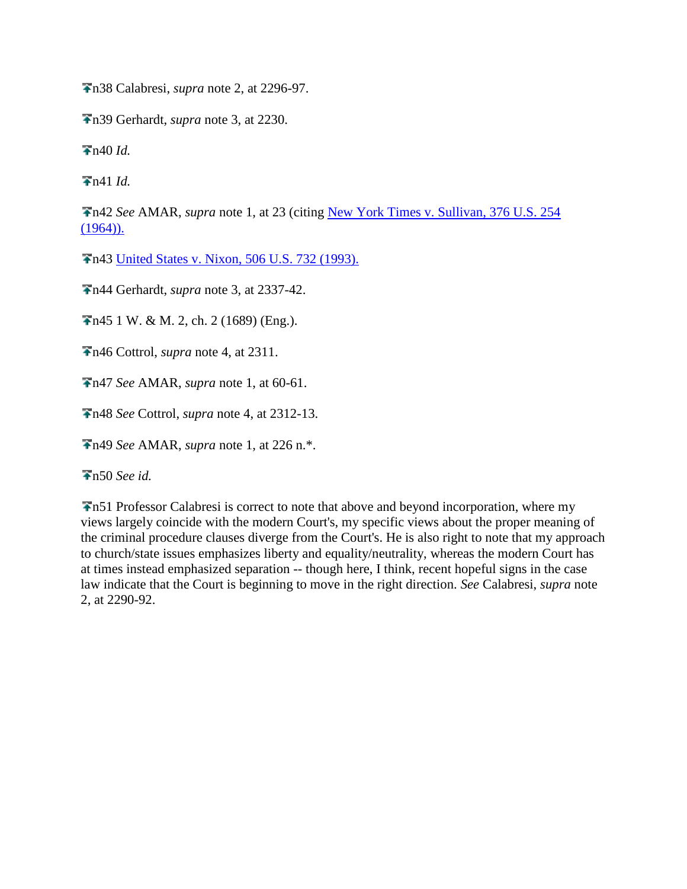n38 Calabresi, *supra* note 2, at 2296-97.

n39 Gerhardt, *supra* note 3, at 2230.

n40 *Id.*

n41 *Id.*

n42 *See* AMAR, *supra* note 1, at 23 (citing New York Times v. Sullivan, 376 U.S. 254 (1964)).

n43 United States v. Nixon, 506 U.S. 732 (1993).

n44 Gerhardt, *supra* note 3, at 2337-42.

n45 1 W. & M. 2, ch. 2 (1689) (Eng.).

n46 Cottrol, *supra* note 4, at 2311.

n47 *See* AMAR, *supra* note 1, at 60-61.

n48 *See* Cottrol, *supra* note 4, at 2312-13.

n49 *See* AMAR, *supra* note 1, at 226 n.*.

n50 *See id.*

n51 Professor Calabresi is correct to note that above and beyond incorporation, where my views largely coincide with the modern Court's, my specific views about the proper meaning of the criminal procedure clauses diverge from the Court's. He is also right to note that my approach to church/state issues emphasizes liberty and equality/neutrality, whereas the modern Court has at times instead emphasized separation -- though here, I think, recent hopeful signs in the case law indicate that the Court is beginning to move in the right direction. *See* Calabresi, *supra* note 2, at 2290-92.